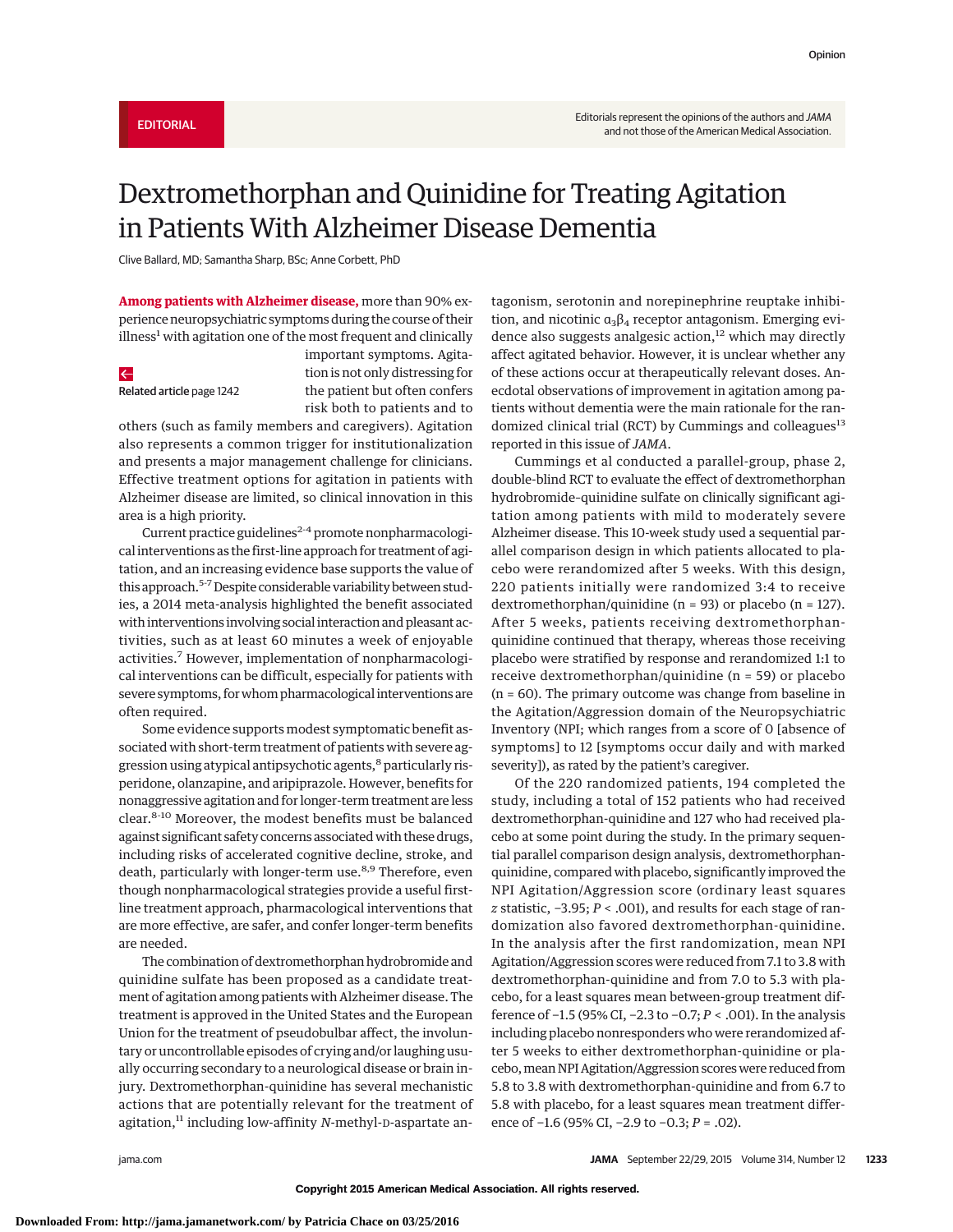EDITORIAL

Editorials represent the opinions of the authors and *JAMA* and not those of the American Medical Association.

# Dextromethorphan and Quinidine for Treating Agitation in Patients With Alzheimer Disease Dementia

Clive Ballard, MD; Samantha Sharp, BSc; Anne Corbett, PhD

Related article page 1242

**Among patients with Alzheimer disease,** more than 90% experience neuropsychiatric symptoms during the course of their illness[1] with agitation one of the most frequent and clinically important symptoms. Agitation is not only distressing for the patient but often confers risk both to patients and to others (such as family members and caregivers). Agitation also represents a common trigger for institutionalization and presents a major management challenge for clinicians. Effective treatment options for agitation in patients with Alzheimer disease are limited, so clinical innovation in this area is a high priority.

Current practice guidelines[2-4] promote nonpharmacological interventions as the first-line approach for treatment of agitation, and an increasing evidence base supports the value of this approach.[5-7] Despite considerable variability between studies, a 2014 meta-analysis highlighted the benefit associated with interventions involving social interaction and pleasant activities, such as at least 60 minutes a week of enjoyable activities.[7] However, implementation of nonpharmacological interventions can be difficult, especially for patients with severe symptoms, for whom pharmacological interventions are often required.

Some evidence supports modest symptomatic benefit associated with short-term treatment of patients with severe aggression using atypical antipsychotic agents,[8] particularly risperidone, olanzapine, and aripiprazole. However, benefits for nonaggressive agitation and for longer-term treatment are less clear.[8-10] Moreover, the modest benefits must be balanced against significant safety concerns associated with these drugs, including risks of accelerated cognitive decline, stroke, and death, particularly with longer-term use.[8,9] Therefore, even though nonpharmacological strategies provide a useful first-line treatment approach, pharmacological interventions that are more effective, are safer, and confer longer-term benefits are needed.

The combination of dextromethorphan hydrobromide and quinidine sulfate has been proposed as a candidate treatment of agitation among patients with Alzheimer disease. The treatment is approved in the United States and the European Union for the treatment of pseudobulbar affect, the involuntary or uncontrollable episodes of crying and/or laughing usually occurring secondary to a neurological disease or brain injury. Dextromethorphan-quinidine has several mechanistic actions that are potentially relevant for the treatment of agitation,[11] including low-affinity *N*-methyl-D-aspartate antagonism, serotonin and norepinephrine reuptake inhibition, and nicotinic $\alpha_3\beta_4$ receptor antagonism. Emerging evidence also suggests analgesic action,[12] which may directly affect agitated behavior. However, it is unclear whether any of these actions occur at therapeutically relevant doses. Anecdotal observations of improvement in agitation among patients without dementia were the main rationale for the randomized clinical trial (RCT) by Cummings and colleagues[13] reported in this issue of *JAMA*.

Cummings et al conducted a parallel-group, phase 2, double-blind RCT to evaluate the effect of dextromethorphan hydrobromide-quinidine sulfate on clinically significant agitation among patients with mild to moderately severe Alzheimer disease. This 10-week study used a sequential parallel comparison design in which patients allocated to placebo were rerandomized after 5 weeks. With this design, 220 patients initially were randomized 3:4 to receive dextromethorphan/quinidine ($n = 93$) or placebo ($n = 127$). After 5 weeks, patients receiving dextromethorphan-quinidine continued that therapy, whereas those receiving placebo were stratified by response and rerandomized 1:1 to receive dextromethorphan/quinidine ($n = 59$) or placebo ($n = 60$). The primary outcome was change from baseline in the Agitation/Aggression domain of the Neuropsychiatric Inventory (NPI; which ranges from a score of 0 [absence of symptoms] to 12 [symptoms occur daily and with marked severity]), as rated by the patient's caregiver.

Of the 220 randomized patients, 194 completed the study, including a total of 152 patients who had received dextromethorphan-quinidine and 127 who had received placebo at some point during the study. In the primary sequential parallel comparison design analysis, dextromethorphan-quinidine, compared with placebo, significantly improved the NPI Agitation/Aggression score (ordinary least squares *z* statistic, −3.95; $P < .001$), and results for each stage of randomization also favored dextromethorphan-quinidine. In the analysis after the first randomization, mean NPI Agitation/Aggression scores were reduced from 7.1 to 3.8 with dextromethorphan-quinidine and from 7.0 to 5.3 with placebo, for a least squares mean between-group treatment difference of −1.5 (95% CI, −2.3 to −0.7; $P < .001$). In the analysis including placebo nonresponders who were rerandomized after 5 weeks to either dextromethorphan-quinidine or placebo, mean NPI Agitation/Aggression scores were reduced from 5.8 to 3.8 with dextromethorphan-quinidine and from 6.7 to 5.8 with placebo, for a least squares mean treatment difference of −1.6 (95% CI, −2.9 to −0.3; $P = .02$).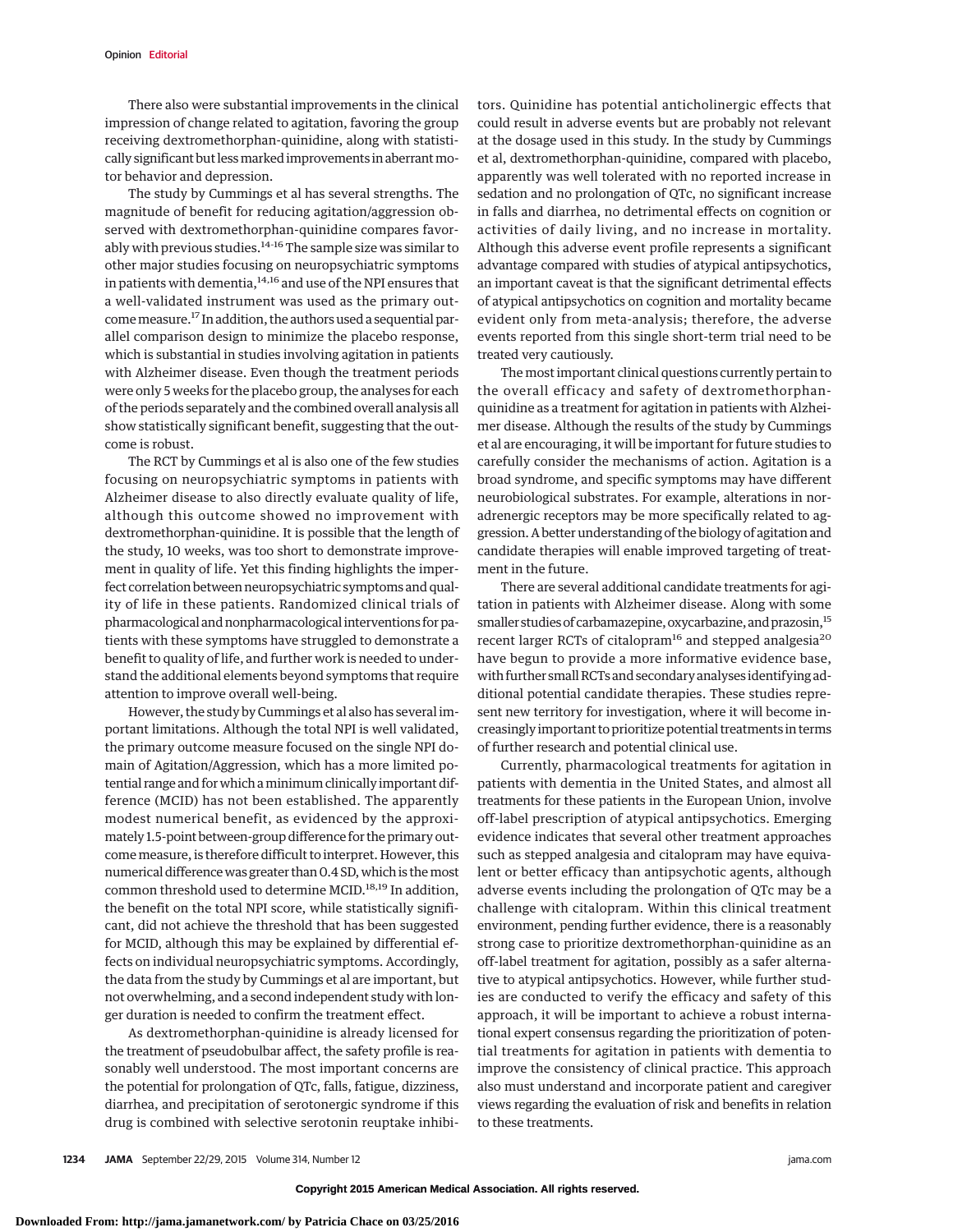There also were substantial improvements in the clinical impression of change related to agitation, favoring the group receiving dextromethorphan-quinidine, along with statistically significant but less marked improvements in aberrant motor behavior and depression.

The study by Cummings et al has several strengths. The magnitude of benefit for reducing agitation/aggression observed with dextromethorphan-quinidine compares favorably with previous studies.[14-16] The sample size was similar to other major studies focusing on neuropsychiatric symptoms in patients with dementia,[14,16] and use of the NPI ensures that a well-validated instrument was used as the primary outcome measure.[17] In addition, the authors used a sequential parallel comparison design to minimize the placebo response, which is substantial in studies involving agitation in patients with Alzheimer disease. Even though the treatment periods were only 5 weeks for the placebo group, the analyses for each of the periods separately and the combined overall analysis all show statistically significant benefit, suggesting that the outcome is robust.

The RCT by Cummings et al is also one of the few studies focusing on neuropsychiatric symptoms in patients with Alzheimer disease to also directly evaluate quality of life, although this outcome showed no improvement with dextromethorphan-quinidine. It is possible that the length of the study, 10 weeks, was too short to demonstrate improvement in quality of life. Yet this finding highlights the imperfect correlation between neuropsychiatric symptoms and quality of life in these patients. Randomized clinical trials of pharmacological and nonpharmacological interventions for patients with these symptoms have struggled to demonstrate a benefit to quality of life, and further work is needed to understand the additional elements beyond symptoms that require attention to improve overall well-being.

However, the study by Cummings et al also has several important limitations. Although the total NPI is well validated, the primary outcome measure focused on the single NPI domain of Agitation/Aggression, which has a more limited potential range and for which a minimum clinically important difference (MCID) has not been established. The apparently modest numerical benefit, as evidenced by the approximately 1.5-point between-group difference for the primary outcome measure, is therefore difficult to interpret. However, this numerical difference was greater than 0.4 SD, which is the most common threshold used to determine MCID.[18,19] In addition, the benefit on the total NPI score, while statistically significant, did not achieve the threshold that has been suggested for MCID, although this may be explained by differential effects on individual neuropsychiatric symptoms. Accordingly, the data from the study by Cummings et al are important, but not overwhelming, and a second independent study with longer duration is needed to confirm the treatment effect.

As dextromethorphan-quinidine is already licensed for the treatment of pseudobulbar affect, the safety profile is reasonably well understood. The most important concerns are the potential for prolongation of QTc, falls, fatigue, dizziness, diarrhea, and precipitation of serotonergic syndrome if this drug is combined with selective serotonin reuptake inhibitors. Quinidine has potential anticholinergic effects that could result in adverse events but are probably not relevant at the dosage used in this study. In the study by Cummings et al, dextromethorphan-quinidine, compared with placebo, apparently was well tolerated with no reported increase in sedation and no prolongation of QTc, no significant increase in falls and diarrhea, no detrimental effects on cognition or activities of daily living, and no increase in mortality. Although this adverse event profile represents a significant advantage compared with studies of atypical antipsychotics, an important caveat is that the significant detrimental effects of atypical antipsychotics on cognition and mortality became evident only from meta-analysis; therefore, the adverse events reported from this single short-term trial need to be treated very cautiously.

The most important clinical questions currently pertain to the overall efficacy and safety of dextromethorphan-quinidine as a treatment for agitation in patients with Alzheimer disease. Although the results of the study by Cummings et al are encouraging, it will be important for future studies to carefully consider the mechanisms of action. Agitation is a broad syndrome, and specific symptoms may have different neurobiological substrates. For example, alterations in noradrenergic receptors may be more specifically related to aggression. A better understanding of the biology of agitation and candidate therapies will enable improved targeting of treatment in the future.

There are several additional candidate treatments for agitation in patients with Alzheimer disease. Along with some smaller studies of carbamazepine, oxycarbazine, and prazosin,[15] recent larger RCTs of citalopram[16] and stepped analgesia[20] have begun to provide a more informative evidence base, with further small RCTs and secondary analyses identifying additional potential candidate therapies. These studies represent new territory for investigation, where it will become increasingly important to prioritize potential treatments in terms of further research and potential clinical use.

Currently, pharmacological treatments for agitation in patients with dementia in the United States, and almost all treatments for these patients in the European Union, involve off-label prescription of atypical antipsychotics. Emerging evidence indicates that several other treatment approaches such as stepped analgesia and citalopram may have equivalent or better efficacy than antipsychotic agents, although adverse events including the prolongation of QTc may be a challenge with citalopram. Within this clinical treatment environment, pending further evidence, there is a reasonably strong case to prioritize dextromethorphan-quinidine as an off-label treatment for agitation, possibly as a safer alternative to atypical antipsychotics. However, while further studies are conducted to verify the efficacy and safety of this approach, it will be important to achieve a robust international expert consensus regarding the prioritization of potential treatments for agitation in patients with dementia to improve the consistency of clinical practice. This approach also must understand and incorporate patient and caregiver views regarding the evaluation of risk and benefits in relation to these treatments.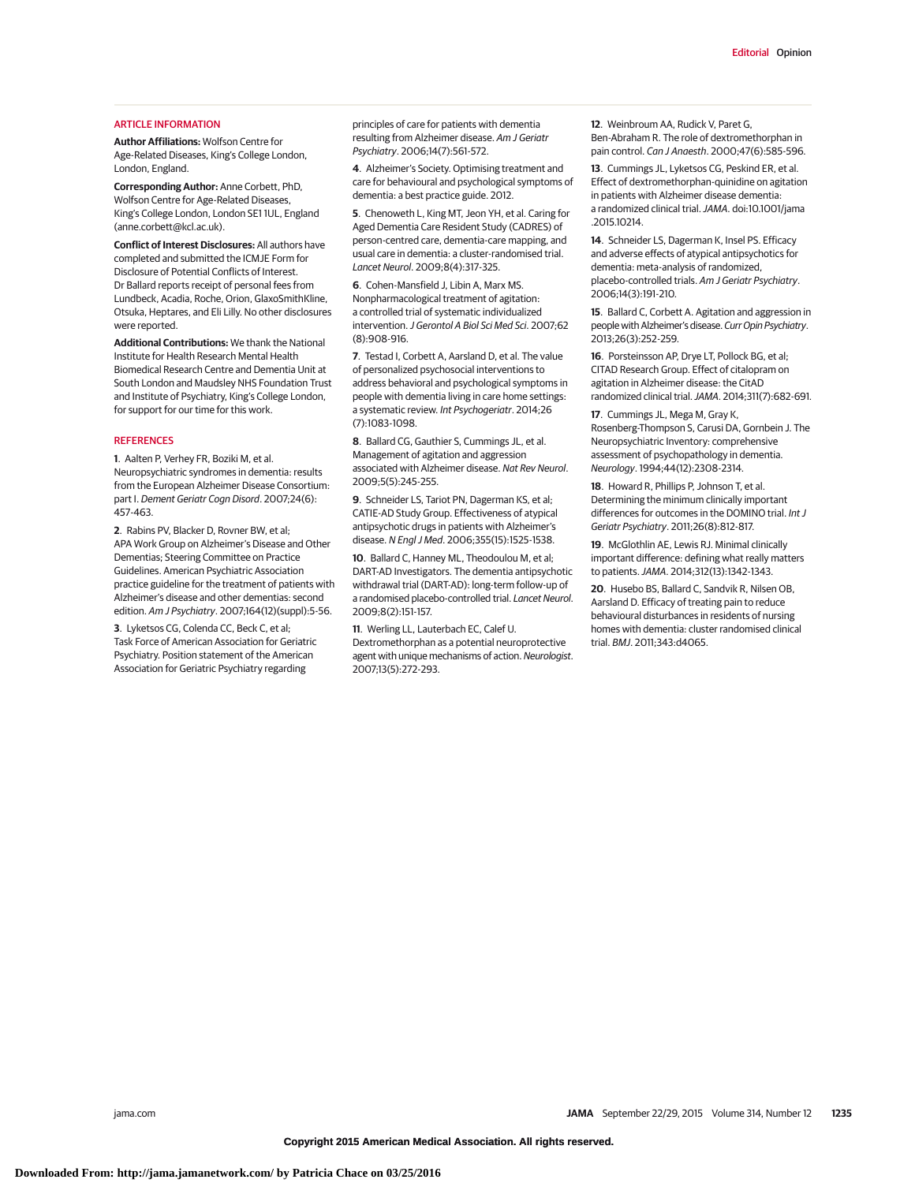## ARTICLE INFORMATION

**Author Affiliations:** Wolfson Centre for Age-Related Diseases, King's College London, London, England.

**Corresponding Author:** Anne Corbett, PhD, Wolfson Centre for Age-Related Diseases, King's College London, London SE1 1UL, England (anne.corbett@kcl.ac.uk).

**Conflict of Interest Disclosures:** All authors have completed and submitted the ICMJE Form for Disclosure of Potential Conflicts of Interest. Dr Ballard reports receipt of personal fees from Lundbeck, Acadia, Roche, Orion, GlaxoSmithKline, Otsuka, Heptares, and Eli Lilly. No other disclosures were reported.

**Additional Contributions:** We thank the National Institute for Health Research Mental Health Biomedical Research Centre and Dementia Unit at South London and Maudsley NHS Foundation Trust and Institute of Psychiatry, King's College London, for support for our time for this work.

## REFERENCES

1. Aalten P, Verhey FR, Boziki M, et al. Neuropsychiatric syndromes in dementia: results from the European Alzheimer Disease Consortium: part I. *Dement Geriatr Cogn Disord*. 2007;24(6):457-463.

2. Rabins PV, Blacker D, Rovner BW, et al; APA Work Group on Alzheimer's Disease and Other Dementias; Steering Committee on Practice Guidelines. American Psychiatric Association practice guideline for the treatment of patients with Alzheimer's disease and other dementias: second edition. *Am J Psychiatry*. 2007;164(12)(suppl):5-56.

3. Lyketsos CG, Colenda CC, Beck C, et al; Task Force of American Association for Geriatric Psychiatry. Position statement of the American Association for Geriatric Psychiatry regarding principles of care for patients with dementia resulting from Alzheimer disease. *Am J Geriatr Psychiatry*. 2006;14(7):561-572.

4. Alzheimer's Society. Optimising treatment and care for behavioural and psychological symptoms of dementia: a best practice guide. 2012.

5. Chenoweth L, King MT, Jeon YH, et al. Caring for Aged Dementia Care Resident Study (CADRES) of person-centred care, dementia-care mapping, and usual care in dementia: a cluster-randomised trial. *Lancet Neurol*. 2009;8(4):317-325.

6. Cohen-Mansfield J, Libin A, Marx MS. Nonpharmacological treatment of agitation: a controlled trial of systematic individualized intervention. *J Gerontol A Biol Sci Med Sci*. 2007;62(8):908-916.

7. Testad I, Corbett A, Aarsland D, et al. The value of personalized psychosocial interventions to address behavioral and psychological symptoms in people with dementia living in care home settings: a systematic review. *Int Psychogeriatr*. 2014;26(7):1083-1098.

8. Ballard CG, Gauthier S, Cummings JL, et al. Management of agitation and aggression associated with Alzheimer disease. *Nat Rev Neurol*. 2009;5(5):245-255.

9. Schneider LS, Tariot PN, Dagerman KS, et al; CATIE-AD Study Group. Effectiveness of atypical antipsychotic drugs in patients with Alzheimer's disease. *N Engl J Med*. 2006;355(15):1525-1538.

10. Ballard C, Hanney ML, Theodoulou M, et al; DART-AD Investigators. The dementia antipsychotic withdrawal trial (DART-AD): long-term follow-up of a randomised placebo-controlled trial. *Lancet Neurol*. 2009;8(2):151-157.

11. Werling LL, Lauterbach EC, Calef U. Dextromethorphan as a potential neuroprotective agent with unique mechanisms of action. *Neurologist*. 2007;13(5):272-293.

12. Weinbroum AA, Rudick V, Paret G, Ben-Abraham R. The role of dextromethorphan in pain control. *Can J Anaesth*. 2000;47(6):585-596.

13. Cummings JL, Lyketsos CG, Peskind ER, et al. Effect of dextromethorphan-quinidine on agitation in patients with Alzheimer disease dementia: a randomized clinical trial. *JAMA*. doi:10.1001/jama.2015.10214.

14. Schneider LS, Dagerman K, Insel PS. Efficacy and adverse effects of atypical antipsychotics for dementia: meta-analysis of randomized, placebo-controlled trials. *Am J Geriatr Psychiatry*. 2006;14(3):191-210.

15. Ballard C, Corbett A. Agitation and aggression in people with Alzheimer's disease. *Curr Opin Psychiatry*. 2013;26(3):252-259.

16. Porsteinsson AP, Drye LT, Pollock BG, et al; CitAD Research Group. Effect of citalopram on agitation in Alzheimer disease: the CitAD randomized clinical trial. *JAMA*. 2014;311(7):682-691.

17. Cummings JL, Mega M, Gray K, Rosenberg-Thompson S, Carusi DA, Gornbein J. The Neuropsychiatric Inventory: comprehensive assessment of psychopathology in dementia. *Neurology*. 1994;44(12):2308-2314.

18. Howard R, Phillips P, Johnson T, et al. Determining the minimum clinically important differences for outcomes in the DOMINO trial. *Int J Geriatr Psychiatry*. 2011;26(8):812-817.

19. McGlothlin AE, Lewis RJ. Minimal clinically important difference: defining what really matters to patients. *JAMA*. 2014;312(13):1342-1343.

20. Husebo BS, Ballard C, Sandvik R, Nilsen OB, Aarsland D. Efficacy of treating pain to reduce behavioural disturbances in residents of nursing homes with dementia: cluster randomised clinical trial. *BMJ*. 2011;343:d4065.